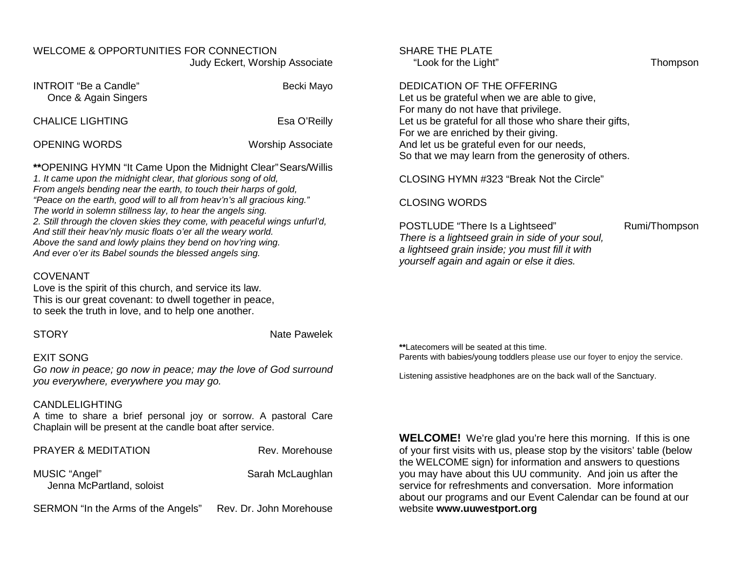WELCOME & OPPORTUNITIES FOR CONNECTION
Judy Eckert, Worship Associate

INTROIT “Be a Candle” Becki Mayo
Once & Again Singers

CHALICE LIGHTING Esa O’Reilly

OPENING WORDS Worship Associate

**OPENING HYMN “It Came Upon the Midnight Clear” Sears/Willis

*1. It came upon the midnight clear, that glorious song of old,*
*From angels bending near the earth, to touch their harps of gold,*
*“Peace on the earth, good will to all from heav’n’s all gracious king.”*
*The world in solemn stillness lay, to hear the angels sing.*
*2. Still through the cloven skies they come, with peaceful wings unfurl’d,*
*And still their heav’nly music floats o’er all the weary world.*
*Above the sand and lowly plains they bend on hov’ring wing.*
*And ever o’er its Babel sounds the blessed angels sing.*

COVENANT
Love is the spirit of this church, and service its law.
This is our great covenant: to dwell together in peace,
to seek the truth in love, and to help one another.

STORY Nate Pawelek

EXIT SONG
*Go now in peace; go now in peace; may the love of God surround you everywhere, everywhere you may go.*

CANDLELIGHTING
A time to share a brief personal joy or sorrow. A pastoral Care Chaplain will be present at the candle boat after service.

PRAYER & MEDITATION Rev. Morehouse

MUSIC “Angel” Sarah McLaughlan
Jenna McPartland, soloist

SERMON “In the Arms of the Angels” Rev. Dr. John Morehouse

SHARE THE PLATE
“Look for the Light” Thompson

DEDICATION OF THE OFFERING
Let us be grateful when we are able to give,
For many do not have that privilege.
Let us be grateful for all those who share their gifts,
For we are enriched by their giving.
And let us be grateful even for our needs,
So that we may learn from the generosity of others.

CLOSING HYMN #323 “Break Not the Circle”

CLOSING WORDS

POSTLUDE “There Is a Lightseed” Rumi/Thompson
*There is a lightseed grain in side of your soul,*
*a lightseed grain inside; you must fill it with*
*yourself again and again or else it dies.*

**Latecomers will be seated at this time.
Parents with babies/young toddlers please use our foyer to enjoy the service.

Listening assistive headphones are on the back wall of the Sanctuary.

**WELCOME!** We’re glad you’re here this morning. If this is one of your first visits with us, please stop by the visitors’ table (below the WELCOME sign) for information and answers to questions you may have about this UU community. And join us after the service for refreshments and conversation. More information about our programs and our Event Calendar can be found at our website **www.uuwestport.org**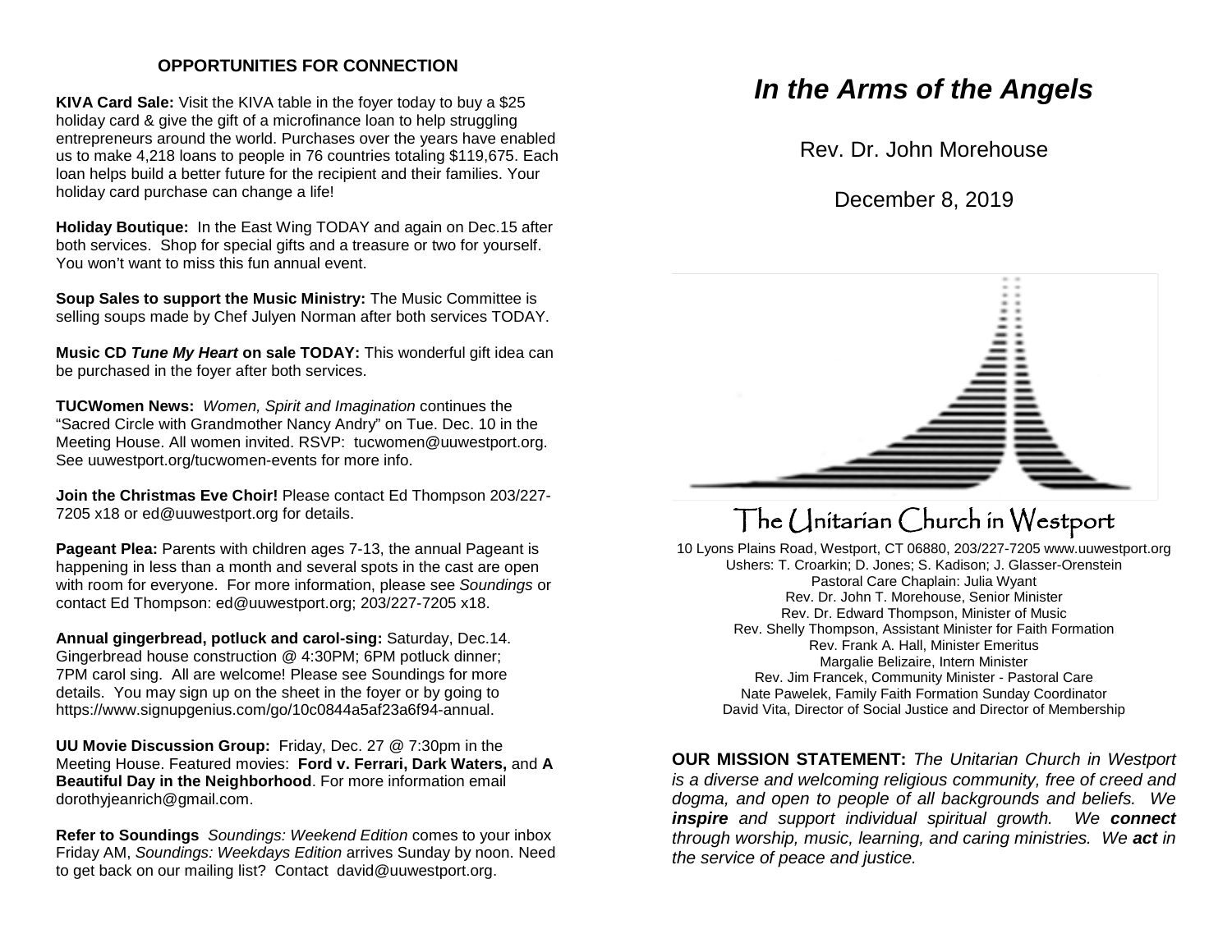## OPPORTUNITIES FOR CONNECTION

**KIVA Card Sale:** Visit the KIVA table in the foyer today to buy a $25 holiday card & give the gift of a microfinance loan to help struggling entrepreneurs around the world. Purchases over the years have enabled us to make 4,218 loans to people in 76 countries totaling $119,675. Each loan helps build a better future for the recipient and their families. Your holiday card purchase can change a life!

**Holiday Boutique:** In the East Wing TODAY and again on Dec.15 after both services. Shop for special gifts and a treasure or two for yourself. You won't want to miss this fun annual event.

**Soup Sales to support the Music Ministry:** The Music Committee is selling soups made by Chef Julyen Norman after both services TODAY.

**Music CD *Tune My Heart* on sale TODAY:** This wonderful gift idea can be purchased in the foyer after both services.

**TUCWomen News:** *Women, Spirit and Imagination* continues the "Sacred Circle with Grandmother Nancy Andry" on Tue. Dec. 10 in the Meeting House. All women invited. RSVP: tucwomen@uuwestport.org. See uuwestport.org/tucwomen-events for more info.

**Join the Christmas Eve Choir!** Please contact Ed Thompson 203/227-7205 x18 or ed@uuwestport.org for details.

**Pageant Plea:** Parents with children ages 7-13, the annual Pageant is happening in less than a month and several spots in the cast are open with room for everyone. For more information, please see *Soundings* or contact Ed Thompson: ed@uuwestport.org; 203/227-7205 x18.

**Annual gingerbread, potluck and carol-sing:** Saturday, Dec.14. Gingerbread house construction @ 4:30PM; 6PM potluck dinner; 7PM carol sing. All are welcome! Please see Soundings for more details. You may sign up on the sheet in the foyer or by going to https://www.signupgenius.com/go/10c0844a5af23a6f94-annual.

**UU Movie Discussion Group:** Friday, Dec. 27 @ 7:30pm in the Meeting House. Featured movies: **Ford v. Ferrari, Dark Waters,** and **A Beautiful Day in the Neighborhood**. For more information email dorothyjeanrich@gmail.com.

**Refer to Soundings** *Soundings: Weekend Edition* comes to your inbox Friday AM, *Soundings: Weekdays Edition* arrives Sunday by noon. Need to get back on our mailing list? Contact david@uuwestport.org.

# *In the Arms of the Angels*

Rev. Dr. John Morehouse

December 8, 2019

The Unitarian Church in Westport

10 Lyons Plains Road, Westport, CT 06880, 203/227-7205 www.uuwestport.org
Ushers: T. Croarkin; D. Jones; S. Kadison; J. Glasser-Orenstein
Pastoral Care Chaplain: Julia Wyant
Rev. Dr. John T. Morehouse, Senior Minister
Rev. Dr. Edward Thompson, Minister of Music
Rev. Shelly Thompson, Assistant Minister for Faith Formation
Rev. Frank A. Hall, Minister Emeritus
Margalie Belizaire, Intern Minister
Rev. Jim Francek, Community Minister - Pastoral Care
Nate Pawelek, Family Faith Formation Sunday Coordinator
David Vita, Director of Social Justice and Director of Membership

**OUR MISSION STATEMENT:** *The Unitarian Church in Westport is a diverse and welcoming religious community, free of creed and dogma, and open to people of all backgrounds and beliefs. We **inspire** and support individual spiritual growth. We **connect** through worship, music, learning, and caring ministries. We **act** in the service of peace and justice.*